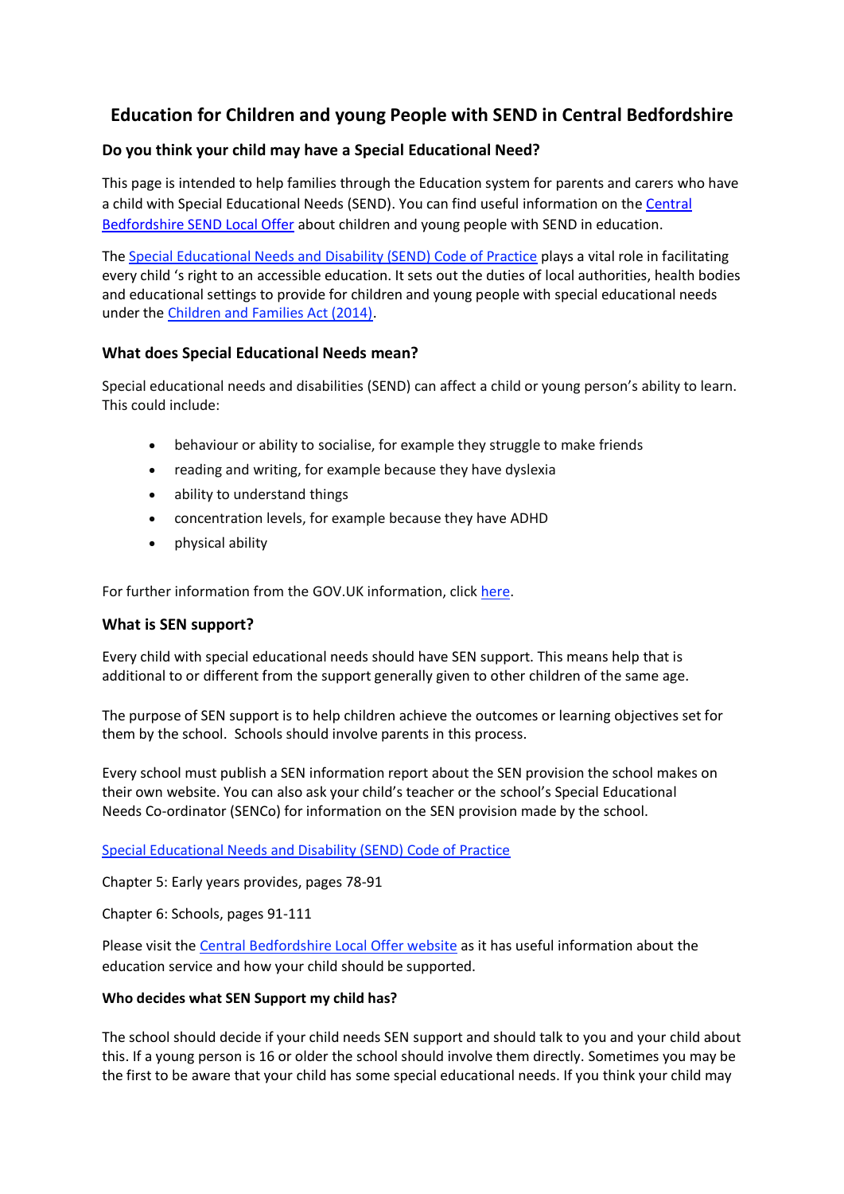# Education for Children and young People with SEND in Central Bedfordshire

## Do you think your child may have a Special Educational Need?

This page is intended to help families through the Education system for parents and carers who have a child with Special Educational Needs (SEND). You can find useful information on the Central Bedfordshire SEND Local Offer about children and young people with SEND in education.

The Special Educational Needs and Disability (SEND) Code of Practice plays a vital role in facilitating every child 's right to an accessible education. It sets out the duties of local authorities, health bodies and educational settings to provide for children and young people with special educational needs under the Children and Families Act (2014).

## What does Special Educational Needs mean?

Special educational needs and disabilities (SEND) can affect a child or young person's ability to learn. This could include:

- behaviour or ability to socialise, for example they struggle to make friends
- reading and writing, for example because they have dyslexia
- ability to understand things
- concentration levels, for example because they have ADHD
- physical ability

For further information from the GOV.UK information, click here.

## What is SEN support?

Every child with special educational needs should have SEN support. This means help that is additional to or different from the support generally given to other children of the same age.

The purpose of SEN support is to help children achieve the outcomes or learning objectives set for them by the school. Schools should involve parents in this process.

Every school must publish a SEN information report about the SEN provision the school makes on their own website. You can also ask your child's teacher or the school's Special Educational Needs Co-ordinator (SENCo) for information on the SEN provision made by the school.

Special Educational Needs and Disability (SEND) Code of Practice

Chapter 5: Early years provides, pages 78-91

Chapter 6: Schools, pages 91-111

Please visit the Central Bedfordshire Local Offer website as it has useful information about the education service and how your child should be supported.

### Who decides what SEN Support my child has?

The school should decide if your child needs SEN support and should talk to you and your child about this. If a young person is 16 or older the school should involve them directly. Sometimes you may be the first to be aware that your child has some special educational needs. If you think your child may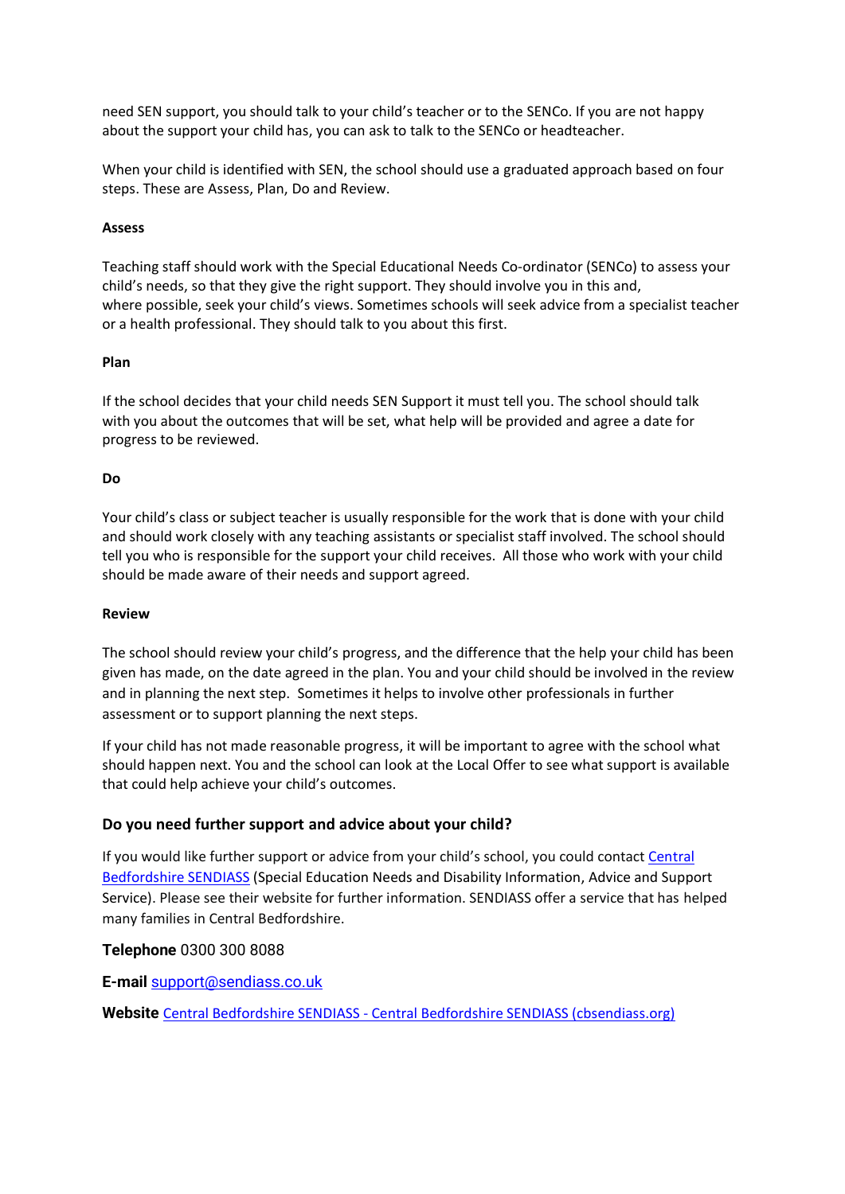need SEN support, you should talk to your child's teacher or to the SENCo. If you are not happy about the support your child has, you can ask to talk to the SENCo or headteacher.

When your child is identified with SEN, the school should use a graduated approach based on four steps. These are Assess, Plan, Do and Review.

**Assess**

Teaching staff should work with the Special Educational Needs Co-ordinator (SENCo) to assess your child's needs, so that they give the right support. They should involve you in this and, where possible, seek your child's views. Sometimes schools will seek advice from a specialist teacher or a health professional. They should talk to you about this first.

**Plan**

If the school decides that your child needs SEN Support it must tell you. The school should talk with you about the outcomes that will be set, what help will be provided and agree a date for progress to be reviewed.

**Do**

Your child's class or subject teacher is usually responsible for the work that is done with your child and should work closely with any teaching assistants or specialist staff involved. The school should tell you who is responsible for the support your child receives. All those who work with your child should be made aware of their needs and support agreed.

**Review**

The school should review your child's progress, and the difference that the help your child has been given has made, on the date agreed in the plan. You and your child should be involved in the review and in planning the next step. Sometimes it helps to involve other professionals in further assessment or to support planning the next steps.

If your child has not made reasonable progress, it will be important to agree with the school what should happen next. You and the school can look at the Local Offer to see what support is available that could help achieve your child's outcomes.

### Do you need further support and advice about your child?

If you would like further support or advice from your child's school, you could contact Central Bedfordshire SENDIASS (Special Education Needs and Disability Information, Advice and Support Service). Please see their website for further information. SENDIASS offer a service that has helped many families in Central Bedfordshire.

**Telephone** 0300 300 8088

**E-mail** support@sendiass.co.uk

**Website** Central Bedfordshire SENDIASS - Central Bedfordshire SENDIASS (cbsendiass.org)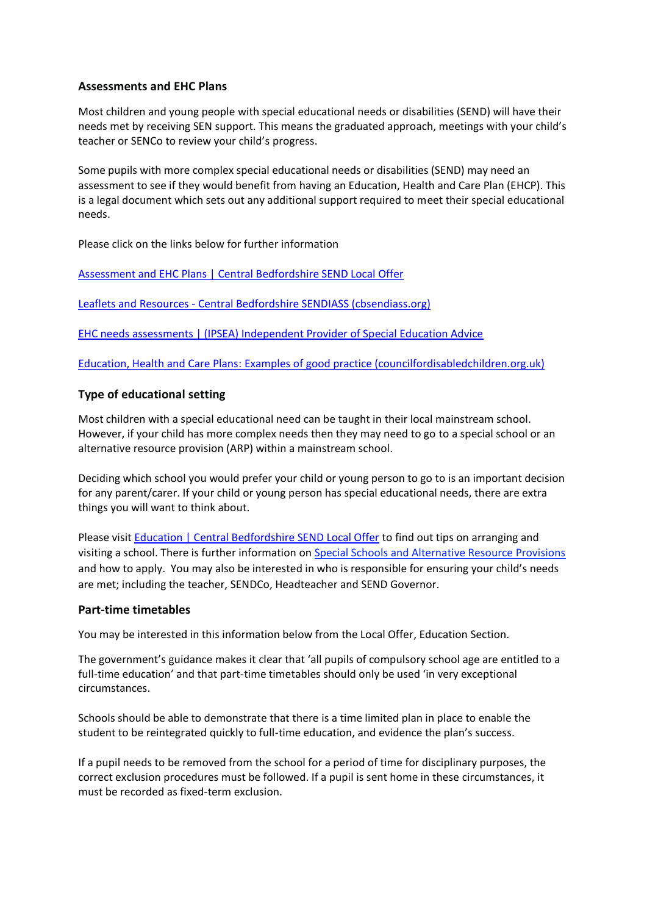### Assessments and EHC Plans

Most children and young people with special educational needs or disabilities (SEND) will have their needs met by receiving SEN support. This means the graduated approach, meetings with your child's teacher or SENCo to review your child's progress.

Some pupils with more complex special educational needs or disabilities (SEND) may need an assessment to see if they would benefit from having an Education, Health and Care Plan (EHCP). This is a legal document which sets out any additional support required to meet their special educational needs.

Please click on the links below for further information

Assessment and EHC Plans | Central Bedfordshire SEND Local Offer

Leaflets and Resources - Central Bedfordshire SENDIASS (cbsendiass.org)

EHC needs assessments | (IPSEA) Independent Provider of Special Education Advice

Education, Health and Care Plans: Examples of good practice (councilfordisabledchildren.org.uk)

### Type of educational setting

Most children with a special educational need can be taught in their local mainstream school. However, if your child has more complex needs then they may need to go to a special school or an alternative resource provision (ARP) within a mainstream school.

Deciding which school you would prefer your child or young person to go to is an important decision for any parent/carer. If your child or young person has special educational needs, there are extra things you will want to think about.

Please visit Education | Central Bedfordshire SEND Local Offer to find out tips on arranging and visiting a school. There is further information on Special Schools and Alternative Resource Provisions and how to apply. You may also be interested in who is responsible for ensuring your child's needs are met; including the teacher, SENDCo, Headteacher and SEND Governor.

### Part-time timetables

You may be interested in this information below from the Local Offer, Education Section.

The government's guidance makes it clear that 'all pupils of compulsory school age are entitled to a full-time education' and that part-time timetables should only be used 'in very exceptional circumstances.

Schools should be able to demonstrate that there is a time limited plan in place to enable the student to be reintegrated quickly to full-time education, and evidence the plan's success.

If a pupil needs to be removed from the school for a period of time for disciplinary purposes, the correct exclusion procedures must be followed. If a pupil is sent home in these circumstances, it must be recorded as fixed-term exclusion.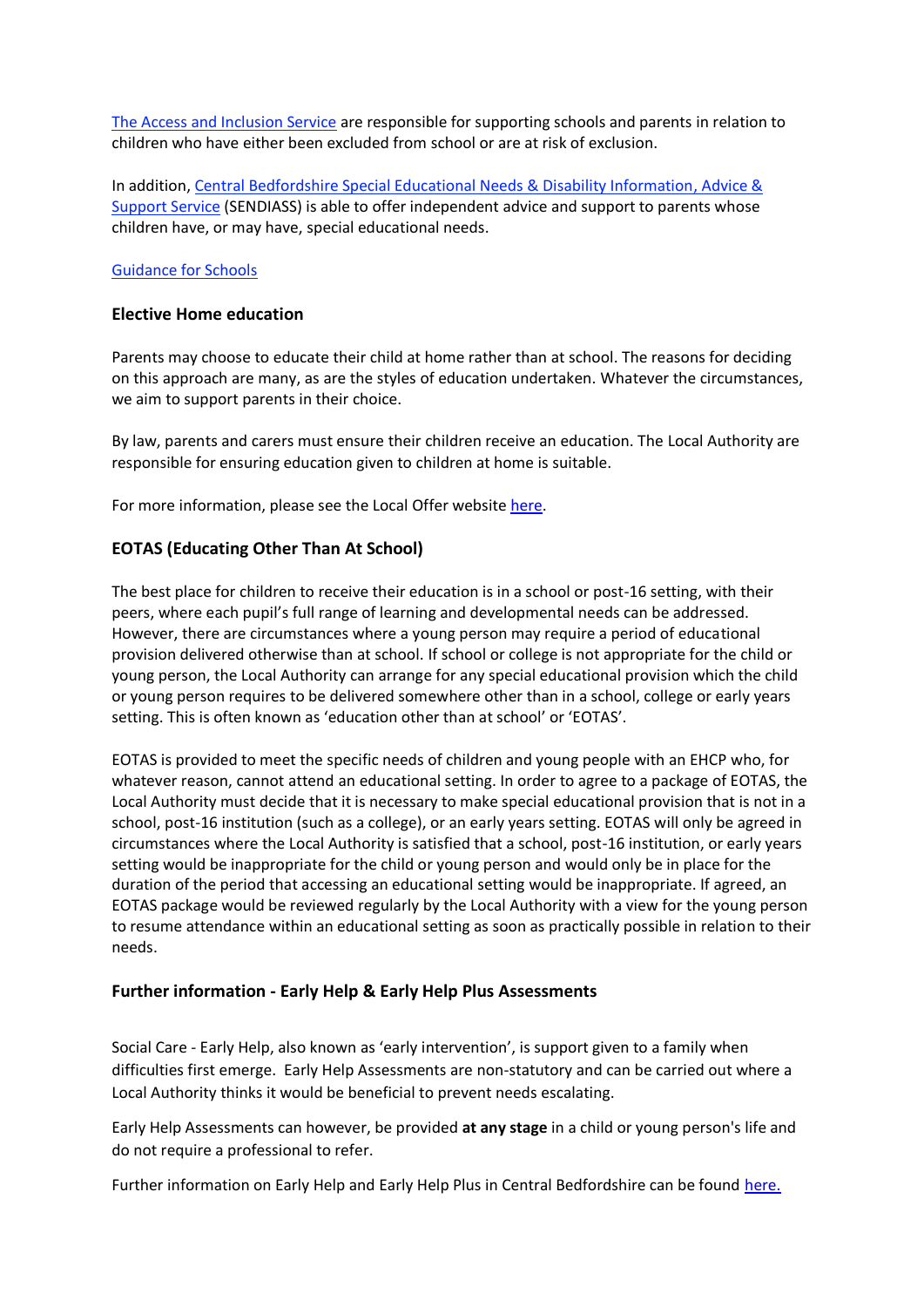The Access and Inclusion Service are responsible for supporting schools and parents in relation to children who have either been excluded from school or are at risk of exclusion.

In addition, Central Bedfordshire Special Educational Needs & Disability Information, Advice & Support Service (SENDIASS) is able to offer independent advice and support to parents whose children have, or may have, special educational needs.

Guidance for Schools

### Elective Home education

Parents may choose to educate their child at home rather than at school. The reasons for deciding on this approach are many, as are the styles of education undertaken. Whatever the circumstances, we aim to support parents in their choice.

By law, parents and carers must ensure their children receive an education. The Local Authority are responsible for ensuring education given to children at home is suitable.

For more information, please see the Local Offer website here.

### EOTAS (Educating Other Than At School)

The best place for children to receive their education is in a school or post-16 setting, with their peers, where each pupil's full range of learning and developmental needs can be addressed. However, there are circumstances where a young person may require a period of educational provision delivered otherwise than at school. If school or college is not appropriate for the child or young person, the Local Authority can arrange for any special educational provision which the child or young person requires to be delivered somewhere other than in a school, college or early years setting. This is often known as 'education other than at school' or 'EOTAS'.

EOTAS is provided to meet the specific needs of children and young people with an EHCP who, for whatever reason, cannot attend an educational setting. In order to agree to a package of EOTAS, the Local Authority must decide that it is necessary to make special educational provision that is not in a school, post-16 institution (such as a college), or an early years setting. EOTAS will only be agreed in circumstances where the Local Authority is satisfied that a school, post-16 institution, or early years setting would be inappropriate for the child or young person and would only be in place for the duration of the period that accessing an educational setting would be inappropriate. If agreed, an EOTAS package would be reviewed regularly by the Local Authority with a view for the young person to resume attendance within an educational setting as soon as practically possible in relation to their needs.

### Further information - Early Help & Early Help Plus Assessments

Social Care - Early Help, also known as 'early intervention', is support given to a family when difficulties first emerge. Early Help Assessments are non-statutory and can be carried out where a Local Authority thinks it would be beneficial to prevent needs escalating.

Early Help Assessments can however, be provided **at any stage** in a child or young person's life and do not require a professional to refer.

Further information on Early Help and Early Help Plus in Central Bedfordshire can be found here.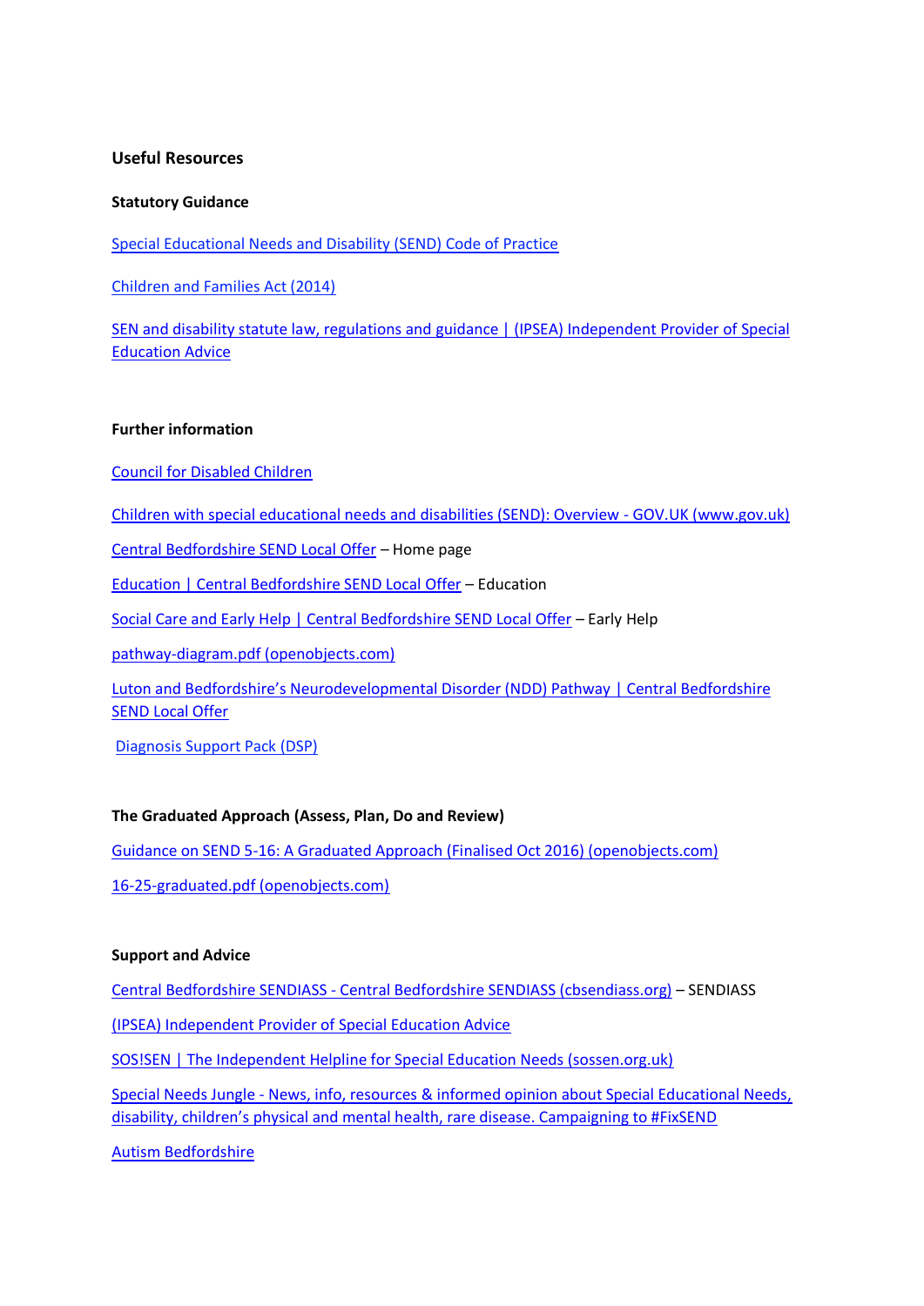## Useful Resources

### Statutory Guidance

Special Educational Needs and Disability (SEND) Code of Practice

Children and Families Act (2014)

SEN and disability statute law, regulations and guidance | (IPSEA) Independent Provider of Special Education Advice

### Further information

Council for Disabled Children

Children with special educational needs and disabilities (SEND): Overview - GOV.UK (www.gov.uk)

Central Bedfordshire SEND Local Offer – Home page

Education | Central Bedfordshire SEND Local Offer – Education

Social Care and Early Help | Central Bedfordshire SEND Local Offer – Early Help

pathway-diagram.pdf (openobjects.com)

Luton and Bedfordshire's Neurodevelopmental Disorder (NDD) Pathway | Central Bedfordshire SEND Local Offer

Diagnosis Support Pack (DSP)

### The Graduated Approach (Assess, Plan, Do and Review)

Guidance on SEND 5-16: A Graduated Approach (Finalised Oct 2016) (openobjects.com)

16-25-graduated.pdf (openobjects.com)

### Support and Advice

Central Bedfordshire SENDIASS - Central Bedfordshire SENDIASS (cbsendiass.org) – SENDIASS

(IPSEA) Independent Provider of Special Education Advice

SOS!SEN | The Independent Helpline for Special Education Needs (sossen.org.uk)

Special Needs Jungle - News, info, resources & informed opinion about Special Educational Needs, disability, children's physical and mental health, rare disease. Campaigning to #FixSEND

Autism Bedfordshire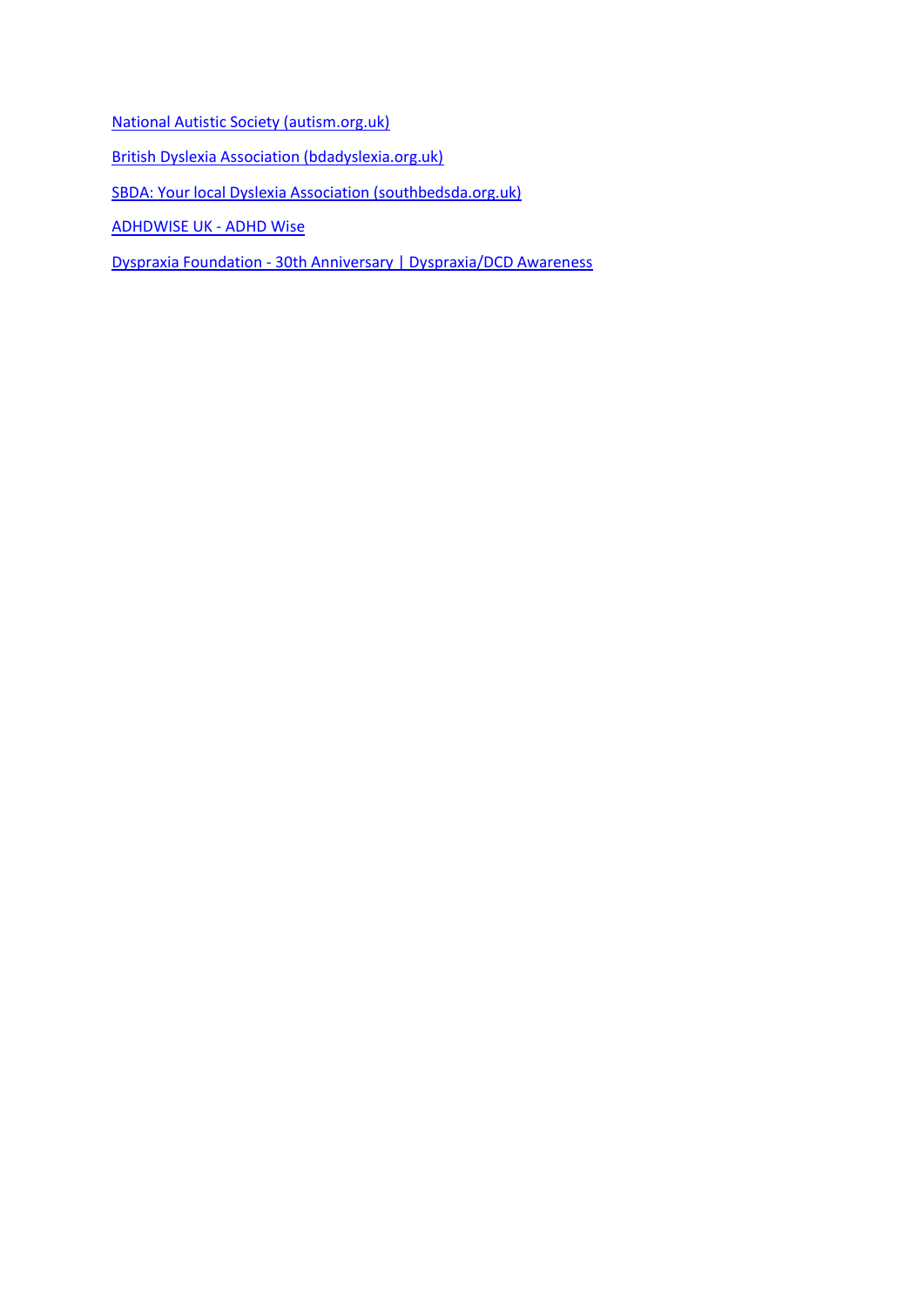[National Autistic Society (autism.org.uk)]

[British Dyslexia Association (bdadyslexia.org.uk)]

[SBDA: Your local Dyslexia Association (southbedsda.org.uk)]

[ADHDWISE UK - ADHD Wise]

[Dyspraxia Foundation - 30th Anniversary | Dyspraxia/DCD Awareness]